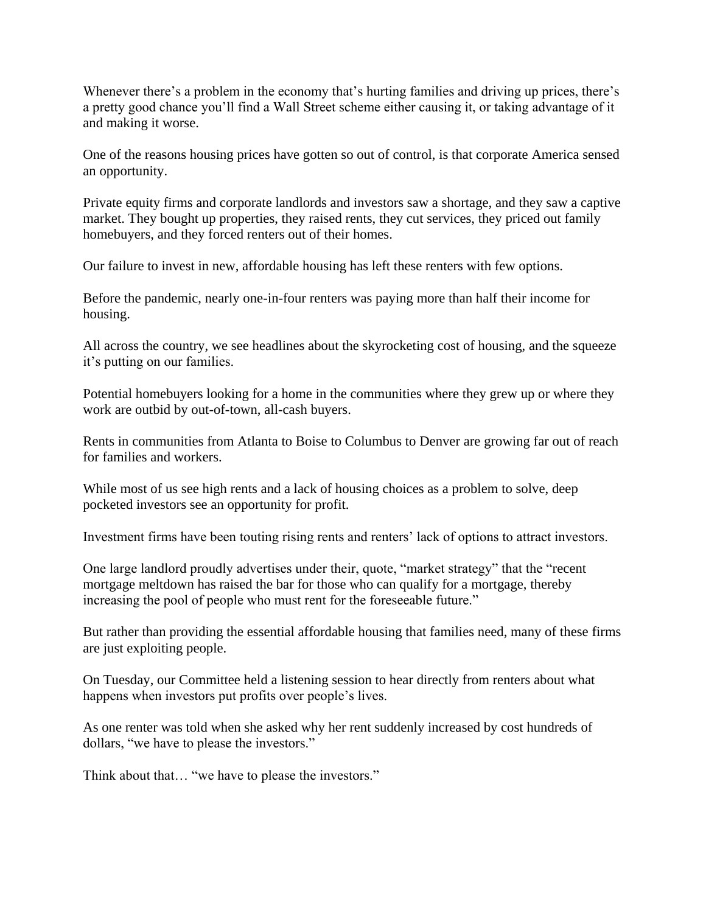Whenever there's a problem in the economy that's hurting families and driving up prices, there's a pretty good chance you'll find a Wall Street scheme either causing it, or taking advantage of it and making it worse.

One of the reasons housing prices have gotten so out of control, is that corporate America sensed an opportunity.

Private equity firms and corporate landlords and investors saw a shortage, and they saw a captive market. They bought up properties, they raised rents, they cut services, they priced out family homebuyers, and they forced renters out of their homes.

Our failure to invest in new, affordable housing has left these renters with few options.

Before the pandemic, nearly one-in-four renters was paying more than half their income for housing.

All across the country, we see headlines about the skyrocketing cost of housing, and the squeeze it's putting on our families.

Potential homebuyers looking for a home in the communities where they grew up or where they work are outbid by out-of-town, all-cash buyers.

Rents in communities from Atlanta to Boise to Columbus to Denver are growing far out of reach for families and workers.

While most of us see high rents and a lack of housing choices as a problem to solve, deep pocketed investors see an opportunity for profit.

Investment firms have been touting rising rents and renters' lack of options to attract investors.

One large landlord proudly advertises under their, quote, "market strategy" that the "recent mortgage meltdown has raised the bar for those who can qualify for a mortgage, thereby increasing the pool of people who must rent for the foreseeable future."

But rather than providing the essential affordable housing that families need, many of these firms are just exploiting people.

On Tuesday, our Committee held a listening session to hear directly from renters about what happens when investors put profits over people's lives.

As one renter was told when she asked why her rent suddenly increased by cost hundreds of dollars, "we have to please the investors."

Think about that… "we have to please the investors."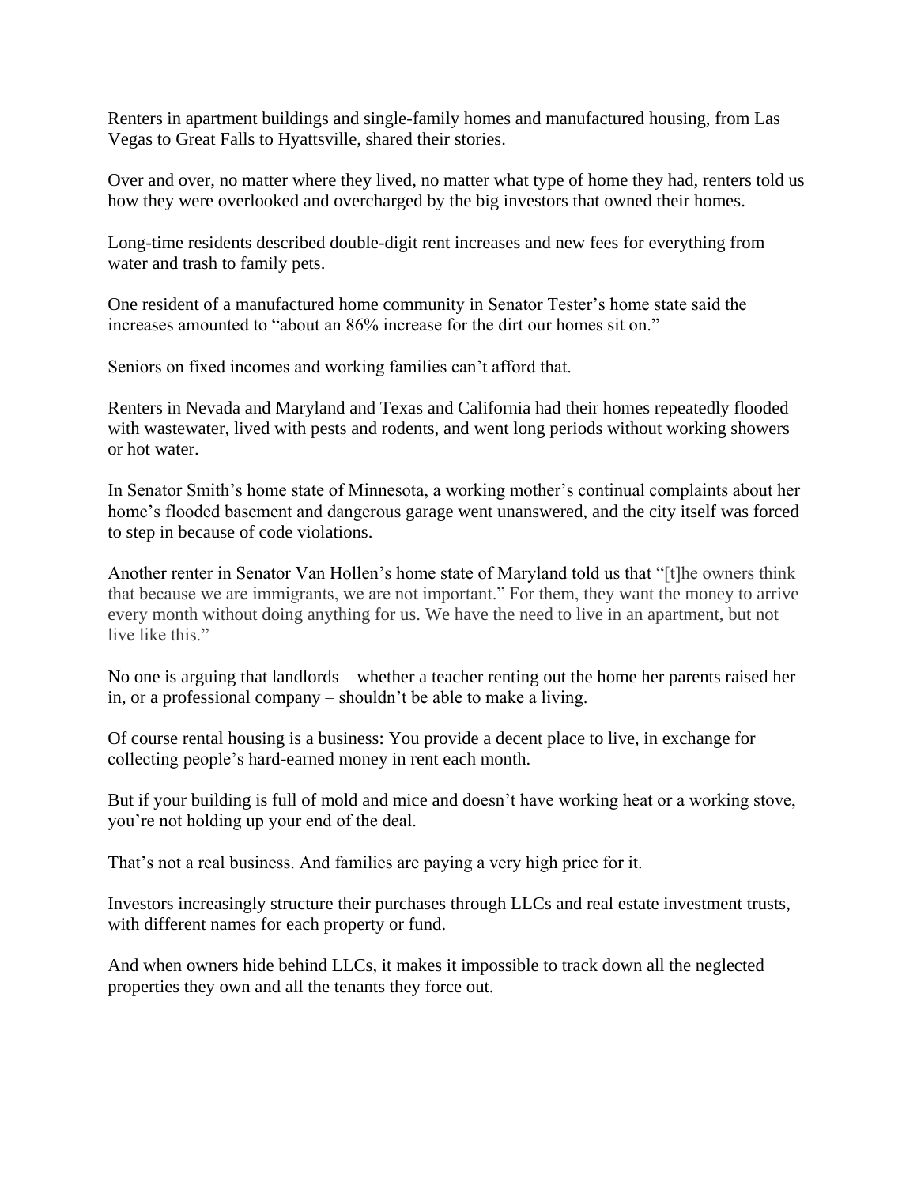Renters in apartment buildings and single-family homes and manufactured housing, from Las Vegas to Great Falls to Hyattsville, shared their stories.

Over and over, no matter where they lived, no matter what type of home they had, renters told us how they were overlooked and overcharged by the big investors that owned their homes.

Long-time residents described double-digit rent increases and new fees for everything from water and trash to family pets.

One resident of a manufactured home community in Senator Tester's home state said the increases amounted to "about an 86% increase for the dirt our homes sit on."

Seniors on fixed incomes and working families can't afford that.

Renters in Nevada and Maryland and Texas and California had their homes repeatedly flooded with wastewater, lived with pests and rodents, and went long periods without working showers or hot water.

In Senator Smith's home state of Minnesota, a working mother's continual complaints about her home's flooded basement and dangerous garage went unanswered, and the city itself was forced to step in because of code violations.

Another renter in Senator Van Hollen's home state of Maryland told us that "[t]he owners think that because we are immigrants, we are not important." For them, they want the money to arrive every month without doing anything for us. We have the need to live in an apartment, but not live like this."

No one is arguing that landlords – whether a teacher renting out the home her parents raised her in, or a professional company – shouldn't be able to make a living.

Of course rental housing is a business: You provide a decent place to live, in exchange for collecting people's hard-earned money in rent each month.

But if your building is full of mold and mice and doesn't have working heat or a working stove, you're not holding up your end of the deal.

That's not a real business. And families are paying a very high price for it.

Investors increasingly structure their purchases through LLCs and real estate investment trusts, with different names for each property or fund.

And when owners hide behind LLCs, it makes it impossible to track down all the neglected properties they own and all the tenants they force out.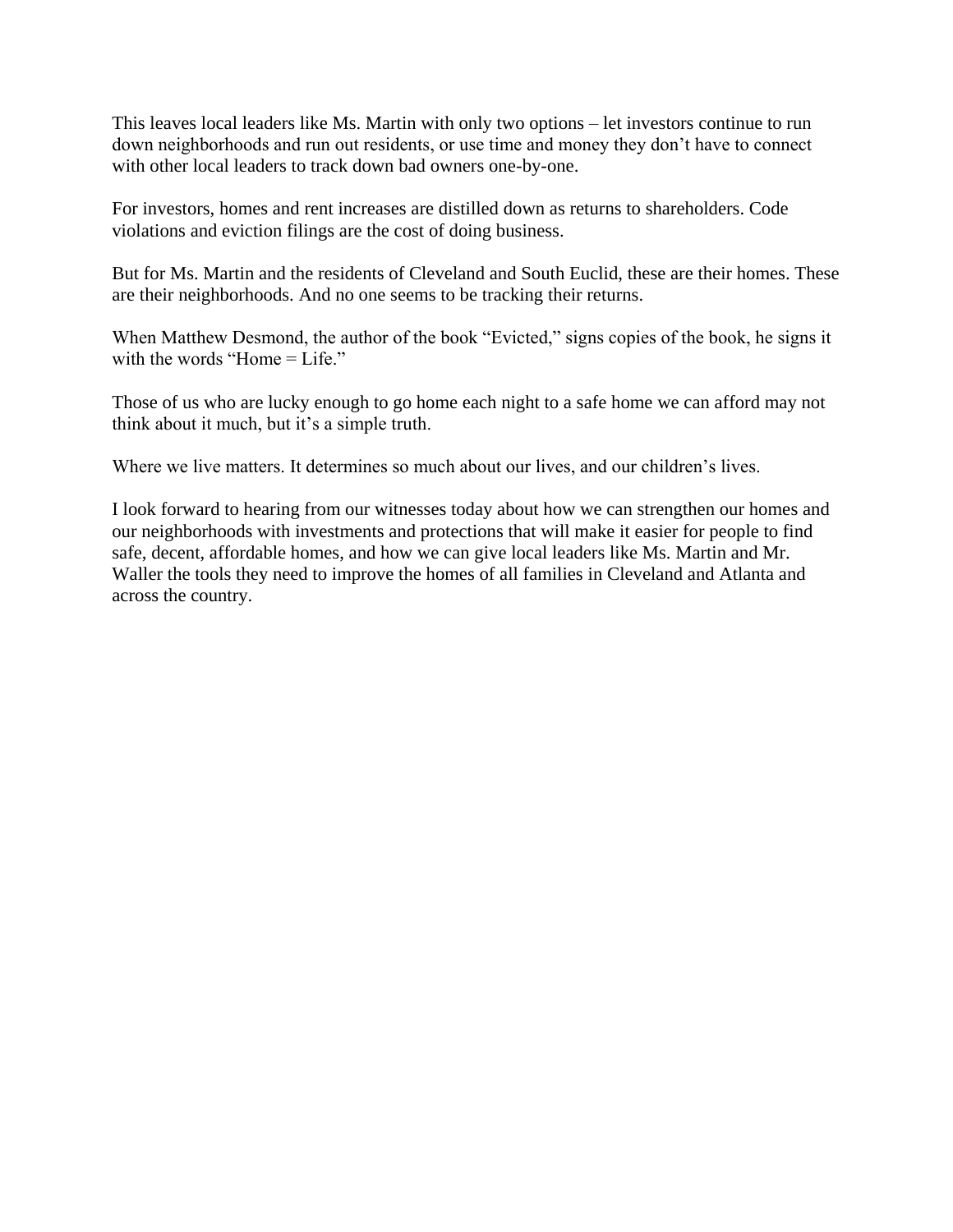This leaves local leaders like Ms. Martin with only two options – let investors continue to run down neighborhoods and run out residents, or use time and money they don't have to connect with other local leaders to track down bad owners one-by-one.

For investors, homes and rent increases are distilled down as returns to shareholders. Code violations and eviction filings are the cost of doing business.

But for Ms. Martin and the residents of Cleveland and South Euclid, these are their homes. These are their neighborhoods. And no one seems to be tracking their returns.

When Matthew Desmond, the author of the book "Evicted," signs copies of the book, he signs it with the words "Home = Life."

Those of us who are lucky enough to go home each night to a safe home we can afford may not think about it much, but it's a simple truth.

Where we live matters. It determines so much about our lives, and our children's lives.

I look forward to hearing from our witnesses today about how we can strengthen our homes and our neighborhoods with investments and protections that will make it easier for people to find safe, decent, affordable homes, and how we can give local leaders like Ms. Martin and Mr. Waller the tools they need to improve the homes of all families in Cleveland and Atlanta and across the country.